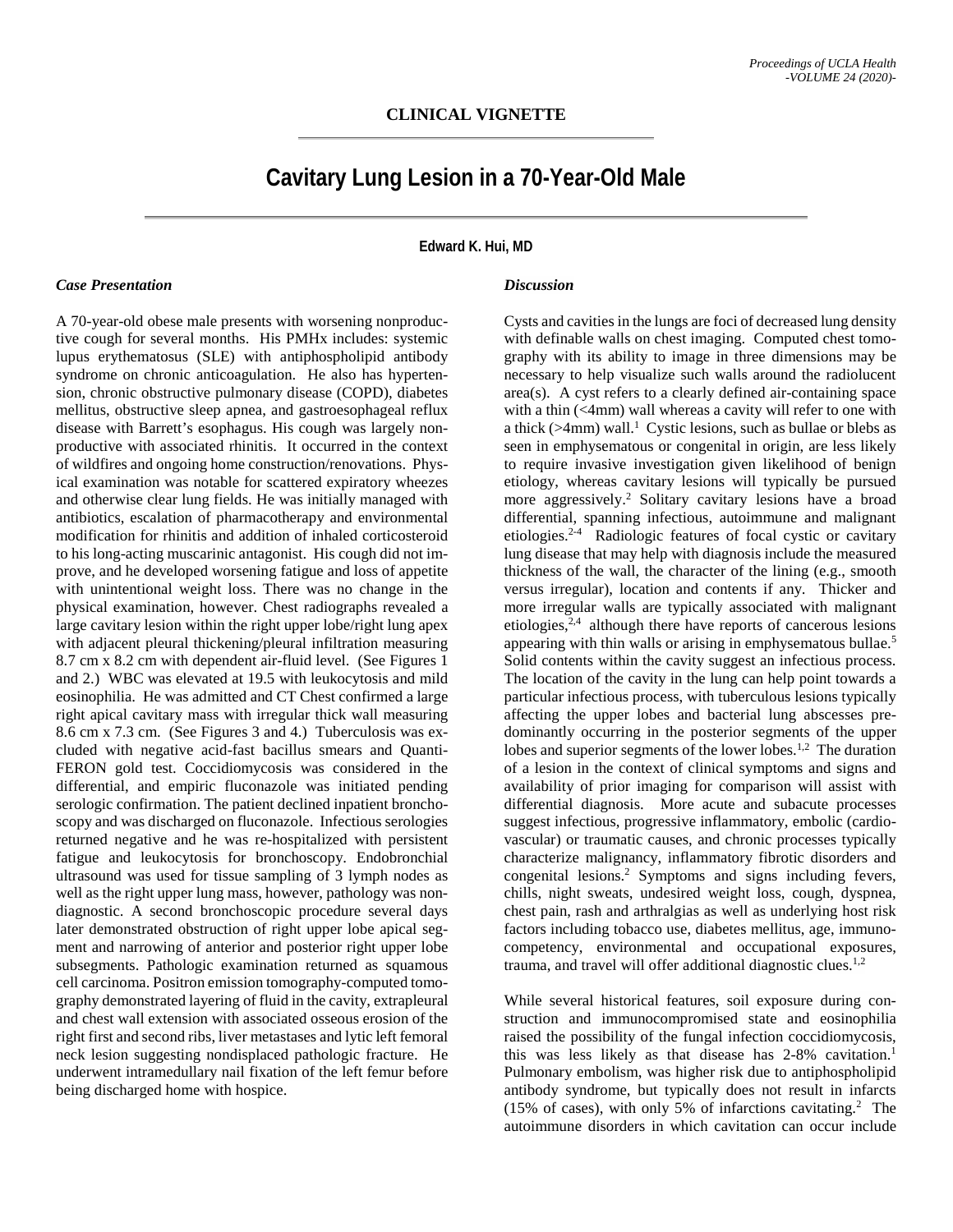**CLINICAL VIGNETTE**

# Cavitary Lung Lesion in a 70-Year-Old Male

**Edward K. Hui, MD**

### *Case Presentation*

A 70-year-old obese male presents with worsening nonproductive cough for several months. His PMHx includes: systemic lupus erythematosus (SLE) with antiphospholipid antibody syndrome on chronic anticoagulation. He also has hypertension, chronic obstructive pulmonary disease (COPD), diabetes mellitus, obstructive sleep apnea, and gastroesophageal reflux disease with Barrett's esophagus. His cough was largely nonproductive with associated rhinitis. It occurred in the context of wildfires and ongoing home construction/renovations. Physical examination was notable for scattered expiratory wheezes and otherwise clear lung fields. He was initially managed with antibiotics, escalation of pharmacotherapy and environmental modification for rhinitis and addition of inhaled corticosteroid to his long-acting muscarinic antagonist. His cough did not improve, and he developed worsening fatigue and loss of appetite with unintentional weight loss. There was no change in the physical examination, however. Chest radiographs revealed a large cavitary lesion within the right upper lobe/right lung apex with adjacent pleural thickening/pleural infiltration measuring 8.7 cm x 8.2 cm with dependent air-fluid level. (See Figures 1 and 2.) WBC was elevated at 19.5 with leukocytosis and mild eosinophilia. He was admitted and CT Chest confirmed a large right apical cavitary mass with irregular thick wall measuring 8.6 cm x 7.3 cm. (See Figures 3 and 4.) Tuberculosis was excluded with negative acid-fast bacillus smears and Quanti-FERON gold test. Coccidiomycosis was considered in the differential, and empiric fluconazole was initiated pending serologic confirmation. The patient declined inpatient bronchoscopy and was discharged on fluconazole. Infectious serologies returned negative and he was re-hospitalized with persistent fatigue and leukocytosis for bronchoscopy. Endobronchial ultrasound was used for tissue sampling of 3 lymph nodes as well as the right upper lung mass, however, pathology was non-diagnostic. A second bronchoscopic procedure several days later demonstrated obstruction of right upper lobe apical segment and narrowing of anterior and posterior right upper lobe subsegments. Pathologic examination returned as squamous cell carcinoma. Positron emission tomography-computed tomography demonstrated layering of fluid in the cavity, extrapleural and chest wall extension with associated osseous erosion of the right first and second ribs, liver metastases and lytic left femoral neck lesion suggesting nondisplaced pathologic fracture. He underwent intramedullary nail fixation of the left femur before being discharged home with hospice.

### *Discussion*

Cysts and cavities in the lungs are foci of decreased lung density with definable walls on chest imaging. Computed chest tomography with its ability to image in three dimensions may be necessary to help visualize such walls around the radiolucent area(s). A cyst refers to a clearly defined air-containing space with a thin (<4mm) wall whereas a cavity will refer to one with a thick (>4mm) wall.[1] Cystic lesions, such as bullae or blebs as seen in emphysematous or congenital in origin, are less likely to require invasive investigation given likelihood of benign etiology, whereas cavitary lesions will typically be pursued more aggressively.[2] Solitary cavitary lesions have a broad differential, spanning infectious, autoimmune and malignant etiologies.[2-4] Radiologic features of focal cystic or cavitary lung disease that may help with diagnosis include the measured thickness of the wall, the character of the lining (e.g., smooth versus irregular), location and contents if any. Thicker and more irregular walls are typically associated with malignant etiologies,[2,4] although there have reports of cancerous lesions appearing with thin walls or arising in emphysematous bullae.[5] Solid contents within the cavity suggest an infectious process. The location of the cavity in the lung can help point towards a particular infectious process, with tuberculous lesions typically affecting the upper lobes and bacterial lung abscesses predominantly occurring in the posterior segments of the upper lobes and superior segments of the lower lobes.[1,2] The duration of a lesion in the context of clinical symptoms and signs and availability of prior imaging for comparison will assist with differential diagnosis. More acute and subacute processes suggest infectious, progressive inflammatory, embolic (cardiovascular) or traumatic causes, and chronic processes typically characterize malignancy, inflammatory fibrotic disorders and congenital lesions.[2] Symptoms and signs including fevers, chills, night sweats, undesired weight loss, cough, dyspnea, chest pain, rash and arthralgias as well as underlying host risk factors including tobacco use, diabetes mellitus, age, immunocompetency, environmental and occupational exposures, trauma, and travel will offer additional diagnostic clues.[1,2]

While several historical features, soil exposure during construction and immunocompromised state and eosinophilia raised the possibility of the fungal infection coccidiomycosis, this was less likely as that disease has 2-8% cavitation.[1] Pulmonary embolism, was higher risk due to antiphospholipid antibody syndrome, but typically does not result in infarcts (15% of cases), with only 5% of infarctions cavitating.[2] The autoimmune disorders in which cavitation can occur include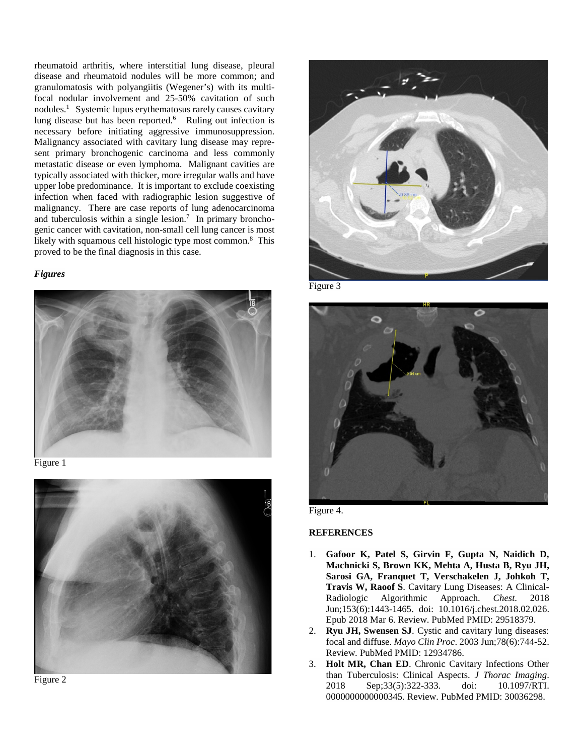rheumatoid arthritis, where interstitial lung disease, pleural disease and rheumatoid nodules will be more common; and granulomatosis with polyangiitis (Wegener's) with its multi-focal nodular involvement and 25-50% cavitation of such nodules.[1] Systemic lupus erythematosus rarely causes cavitary lung disease but has been reported.[6] Ruling out infection is necessary before initiating aggressive immunosuppression. Malignancy associated with cavitary lung disease may represent primary bronchogenic carcinoma and less commonly metastatic disease or even lymphoma. Malignant cavities are typically associated with thicker, more irregular walls and have upper lobe predominance. It is important to exclude coexisting infection when faced with radiographic lesion suggestive of malignancy. There are case reports of lung adenocarcinoma and tuberculosis within a single lesion.[7] In primary bronchogenic cancer with cavitation, non-small cell lung cancer is most likely with squamous cell histologic type most common.[8] This proved to be the final diagnosis in this case.

### *Figures*

Figure 1

Figure 2

Figure 3

Figure 4.

## REFERENCES

1. **Gafoor K, Patel S, Girvin F, Gupta N, Naidich D, Machnicki S, Brown KK, Mehta A, Husta B, Ryu JH, Sarosi GA, Franquet T, Verschakelen J, Johkoh T, Travis W, Raoof S**. Cavitary Lung Diseases: A Clinical-Radiologic Algorithmic Approach. *Chest*. 2018 Jun;153(6):1443-1465. doi: 10.1016/j.chest.2018.02.026. Epub 2018 Mar 6. Review. PubMed PMID: 29518379.
2. **Ryu JH, Swensen SJ**. Cystic and cavitary lung diseases: focal and diffuse. *Mayo Clin Proc*. 2003 Jun;78(6):744-52. Review. PubMed PMID: 12934786.
3. **Holt MR, Chan ED**. Chronic Cavitary Infections Other than Tuberculosis: Clinical Aspects. *J Thorac Imaging*. 2018 Sep;33(5):322-333. doi: 10.1097/RTI.0000000000000345. Review. PubMed PMID: 30036298.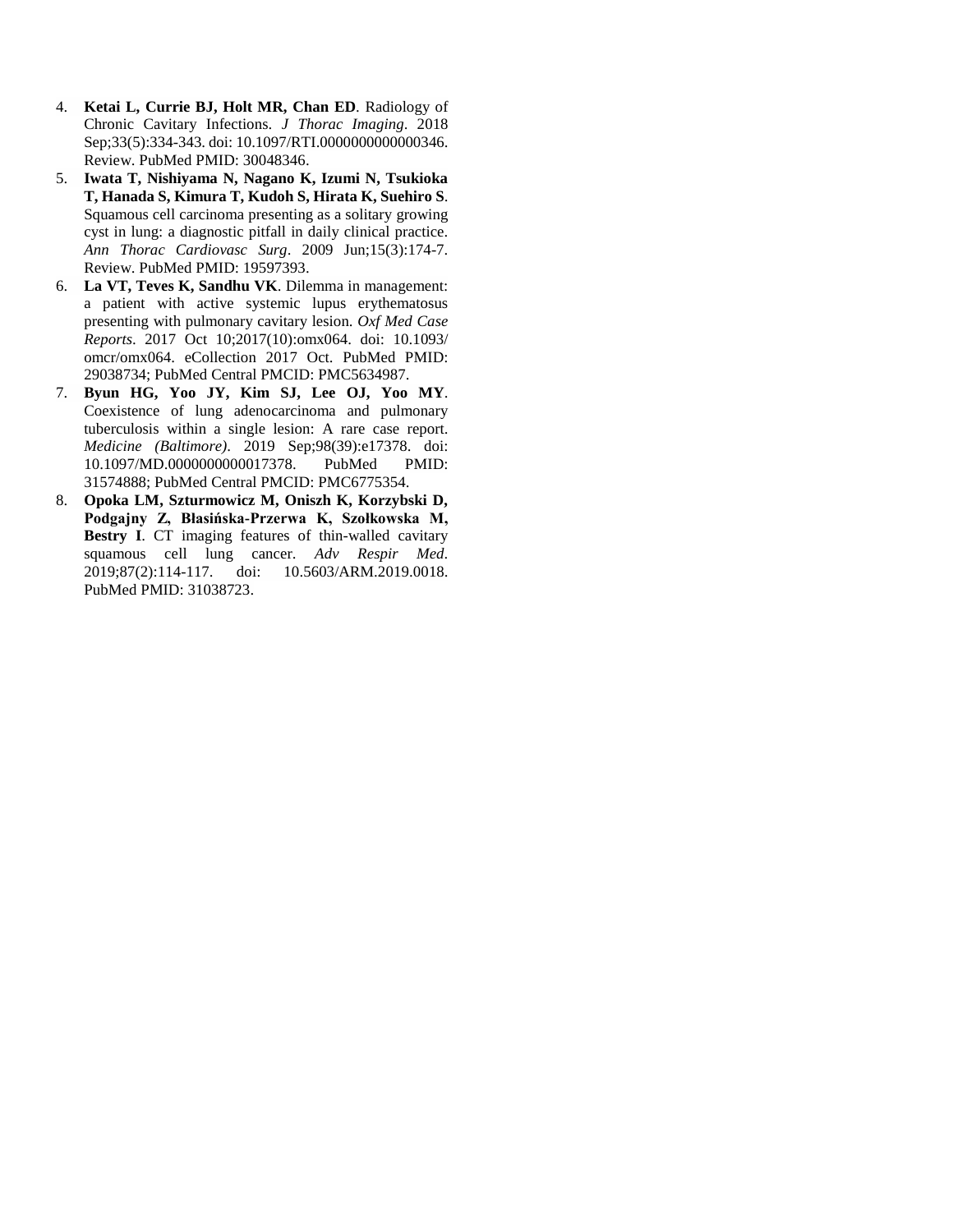4. **Ketai L, Currie BJ, Holt MR, Chan ED**. Radiology of Chronic Cavitary Infections. *J Thorac Imaging*. 2018 Sep;33(5):334-343. doi: 10.1097/RTI.0000000000000346. Review. PubMed PMID: 30048346.
5. **Iwata T, Nishiyama N, Nagano K, Izumi N, Tsukioka T, Hanada S, Kimura T, Kudoh S, Hirata K, Suehiro S**. Squamous cell carcinoma presenting as a solitary growing cyst in lung: a diagnostic pitfall in daily clinical practice. *Ann Thorac Cardiovasc Surg*. 2009 Jun;15(3):174-7. Review. PubMed PMID: 19597393.
6. **La VT, Teves K, Sandhu VK**. Dilemma in management: a patient with active systemic lupus erythematosus presenting with pulmonary cavitary lesion. *Oxf Med Case Reports*. 2017 Oct 10;2017(10):omx064. doi: 10.1093/omcr/omx064. eCollection 2017 Oct. PubMed PMID: 29038734; PubMed Central PMCID: PMC5634987.
7. **Byun HG, Yoo JY, Kim SJ, Lee OJ, Yoo MY**. Coexistence of lung adenocarcinoma and pulmonary tuberculosis within a single lesion: A rare case report. *Medicine (Baltimore)*. 2019 Sep;98(39):e17378. doi: 10.1097/MD.0000000000017378. PubMed PMID: 31574888; PubMed Central PMCID: PMC6775354.
8. **Opoka LM, Szturmowicz M, Oniszh K, Korzybski D, Podgajny Z, Błasińska-Przerwa K, Szołkowska M, Bestry I**. CT imaging features of thin-walled cavitary squamous cell lung cancer. *Adv Respir Med*. 2019;87(2):114-117. doi: 10.5603/ARM.2019.0018. PubMed PMID: 31038723.